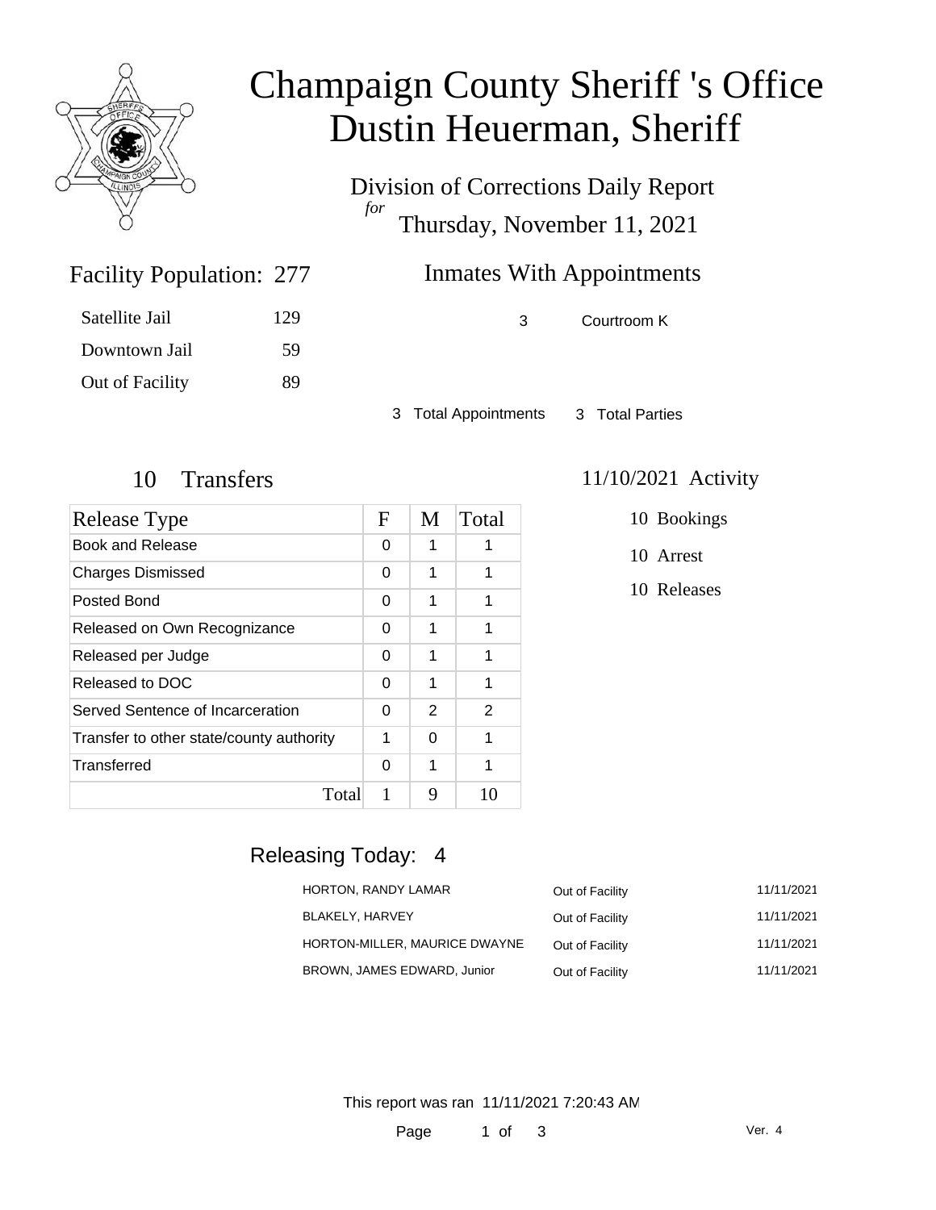# Champaign County Sheriff 's Office
# Dustin Heuerman, Sheriff

Division of Corrections Daily Report
*for*
Thursday, November 11, 2021

## Facility Population: 277

| | |
|---|---|
| Satellite Jail | 129 |
| Downtown Jail | 59 |
| Out of Facility | 89 |

## Inmates With Appointments

| | |
|---|---|
| 3 | Courtroom K |

3 Total Appointments    3 Total Parties

## 10 Transfers

| Release Type | F | M | Total |
|---|---|---|---|
| Book and Release | 0 | 1 | 1 |
| Charges Dismissed | 0 | 1 | 1 |
| Posted Bond | 0 | 1 | 1 |
| Released on Own Recognizance | 0 | 1 | 1 |
| Released per Judge | 0 | 1 | 1 |
| Released to DOC | 0 | 1 | 1 |
| Served Sentence of Incarceration | 0 | 2 | 2 |
| Transfer to other state/county authority | 1 | 0 | 1 |
| Transferred | 0 | 1 | 1 |
| Total | 1 | 9 | 10 |

## 11/10/2021 Activity

10 Bookings

10 Arrest

10 Releases

## Releasing Today: 4

| | | |
|---|---|---|
| HORTON, RANDY LAMAR | Out of Facility | 11/11/2021 |
| BLAKELY, HARVEY | Out of Facility | 11/11/2021 |
| HORTON-MILLER, MAURICE DWAYNE | Out of Facility | 11/11/2021 |
| BROWN, JAMES EDWARD, Junior | Out of Facility | 11/11/2021 |

This report was ran 11/11/2021 7:20:43 AM

Ver. 4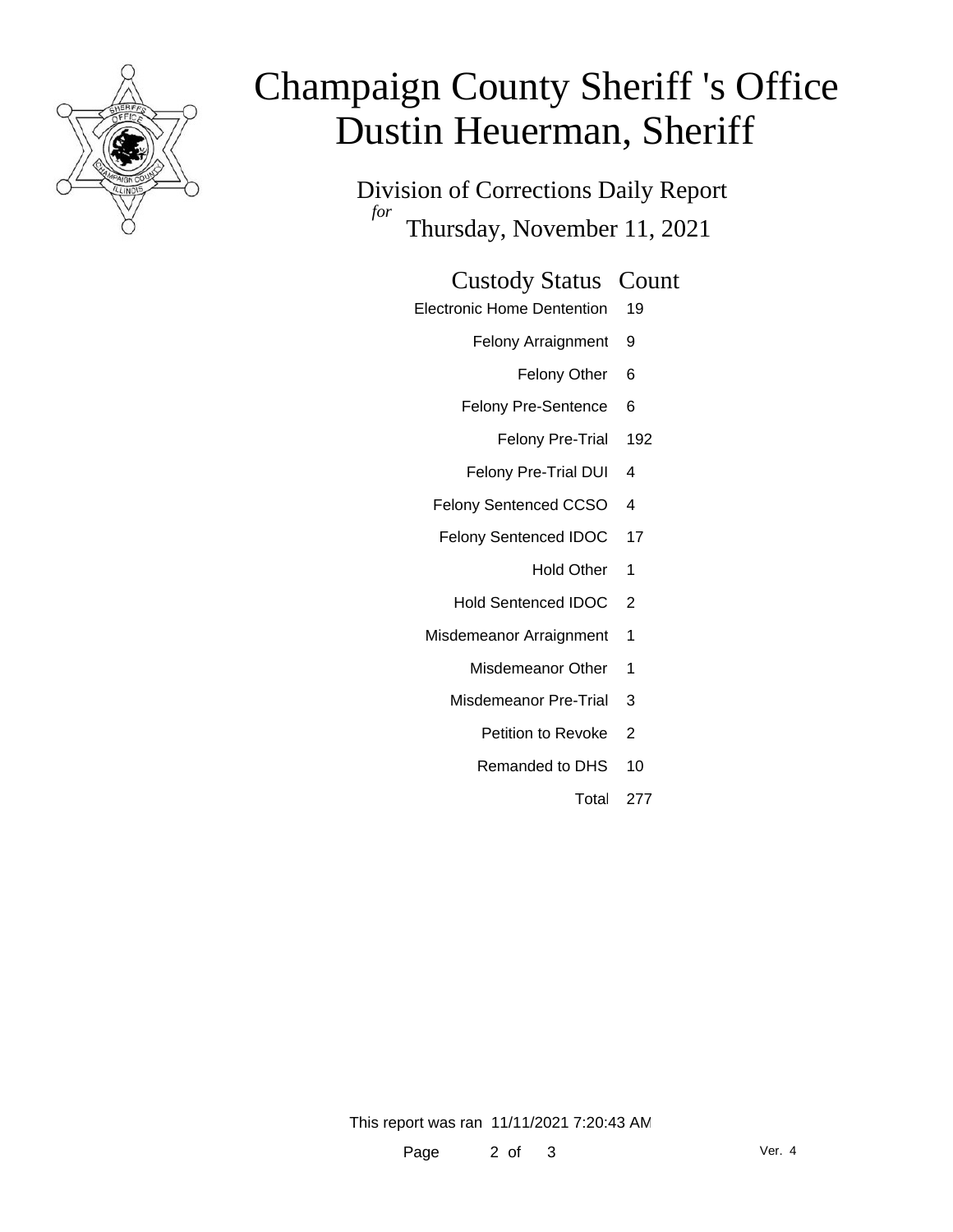# Champaign County Sheriff 's Office
# Dustin Heuerman, Sheriff

## Division of Corrections Daily Report

*for* Thursday, November 11, 2021

| Custody Status | Count |
| --- | --- |
| Electronic Home Dentention | 19 |
| Felony Arraignment | 9 |
| Felony Other | 6 |
| Felony Pre-Sentence | 6 |
| Felony Pre-Trial | 192 |
| Felony Pre-Trial DUI | 4 |
| Felony Sentenced CCSO | 4 |
| Felony Sentenced IDOC | 17 |
| Hold Other | 1 |
| Hold Sentenced IDOC | 2 |
| Misdemeanor Arraignment | 1 |
| Misdemeanor Other | 1 |
| Misdemeanor Pre-Trial | 3 |
| Petition to Revoke | 2 |
| Remanded to DHS | 10 |
| Total | 277 |

This report was ran 11/11/2021 7:20:43 AM

Ver. 4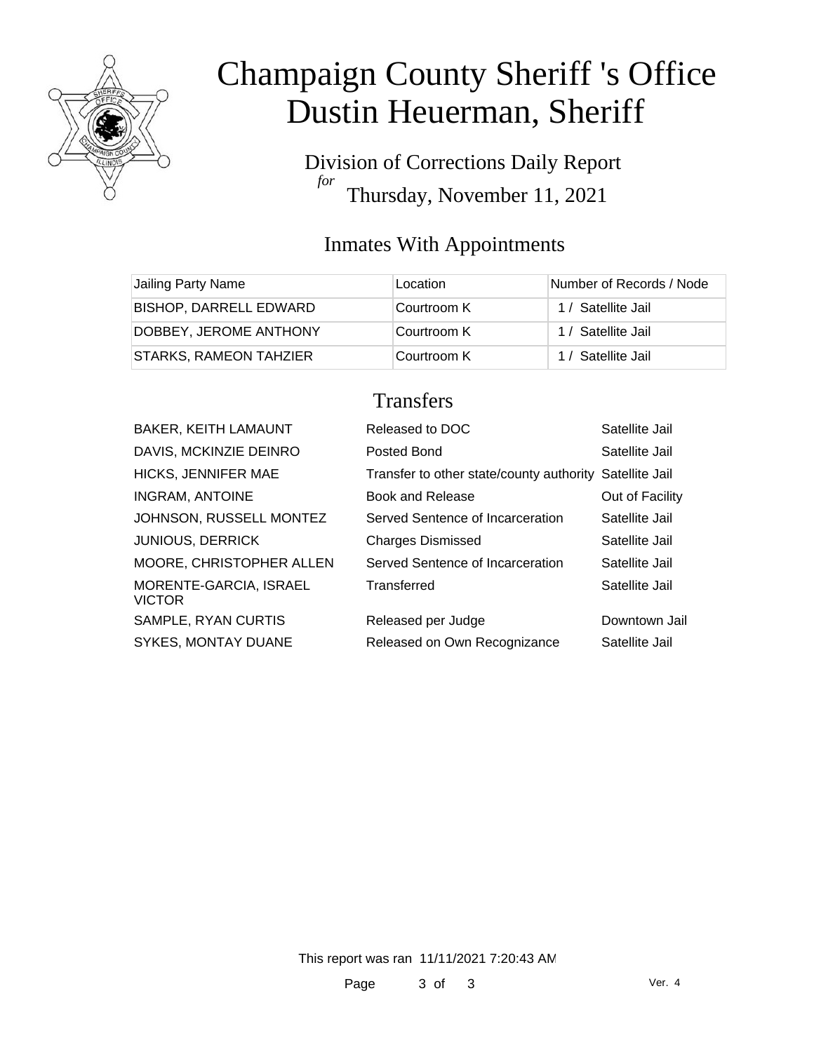# Champaign County Sheriff 's Office
# Dustin Heuerman, Sheriff

Division of Corrections Daily Report
*for*
Thursday, November 11, 2021

## Inmates With Appointments

| Jailing Party Name | Location | Number of Records / Node |
|---|---|---|
| BISHOP, DARRELL EDWARD | Courtroom K | 1 / Satellite Jail |
| DOBBEY, JEROME ANTHONY | Courtroom K | 1 / Satellite Jail |
| STARKS, RAMEON TAHZIER | Courtroom K | 1 / Satellite Jail |

## Transfers

| | | |
|---|---|---|
| BAKER, KEITH LAMAUNT | Released to DOC | Satellite Jail |
| DAVIS, MCKINZIE DEINRO | Posted Bond | Satellite Jail |
| HICKS, JENNIFER MAE | Transfer to other state/county authority | Satellite Jail |
| INGRAM, ANTOINE | Book and Release | Out of Facility |
| JOHNSON, RUSSELL MONTEZ | Served Sentence of Incarceration | Satellite Jail |
| JUNIOUS, DERRICK | Charges Dismissed | Satellite Jail |
| MOORE, CHRISTOPHER ALLEN | Served Sentence of Incarceration | Satellite Jail |
| MORENTE-GARCIA, ISRAEL VICTOR | Transferred | Satellite Jail |
| SAMPLE, RYAN CURTIS | Released per Judge | Downtown Jail |
| SYKES, MONTAY DUANE | Released on Own Recognizance | Satellite Jail |

This report was ran 11/11/2021 7:20:43 AM